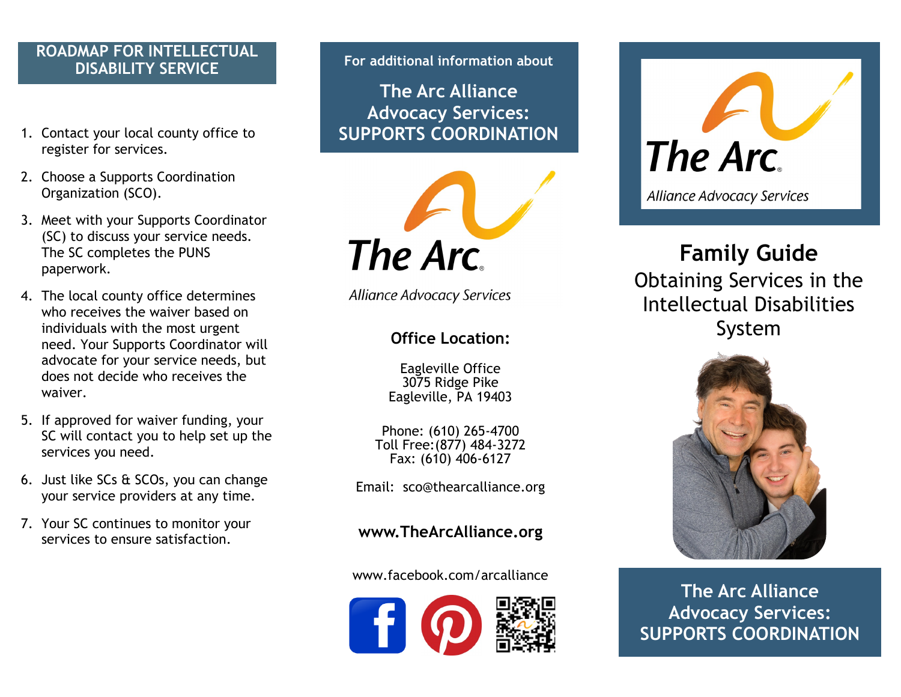## ROADMAP FOR INTELLECTUAL DISABILITY SERVICE

1. Contact your local county office to register for services.
2. Choose a Supports Coordination Organization (SCO).
3. Meet with your Supports Coordinator (SC) to discuss your service needs. The SC completes the PUNS paperwork.
4. The local county office determines who receives the waiver based on individuals with the most urgent need. Your Supports Coordinator will advocate for your service needs, but does not decide who receives the waiver.
5. If approved for waiver funding, your SC will contact you to help set up the services you need.
6. Just like SCs & SCOs, you can change your service providers at any time.
7. Your SC continues to monitor your services to ensure satisfaction.

For additional information about

## The Arc Alliance Advocacy Services: SUPPORTS COORDINATION

The Arc

*Alliance Advocacy Services*

**Office Location:**

Eagleville Office
3075 Ridge Pike
Eagleville, PA 19403

Phone: (610) 265-4700
Toll Free: (877) 484-3272
Fax: (610) 406-6127

Email: sco@thearcalliance.org

**www.TheArcAlliance.org**

www.facebook.com/arcalliance

The Arc

*Alliance Advocacy Services*

# Family Guide

## Obtaining Services in the Intellectual Disabilities System

## The Arc Alliance Advocacy Services: SUPPORTS COORDINATION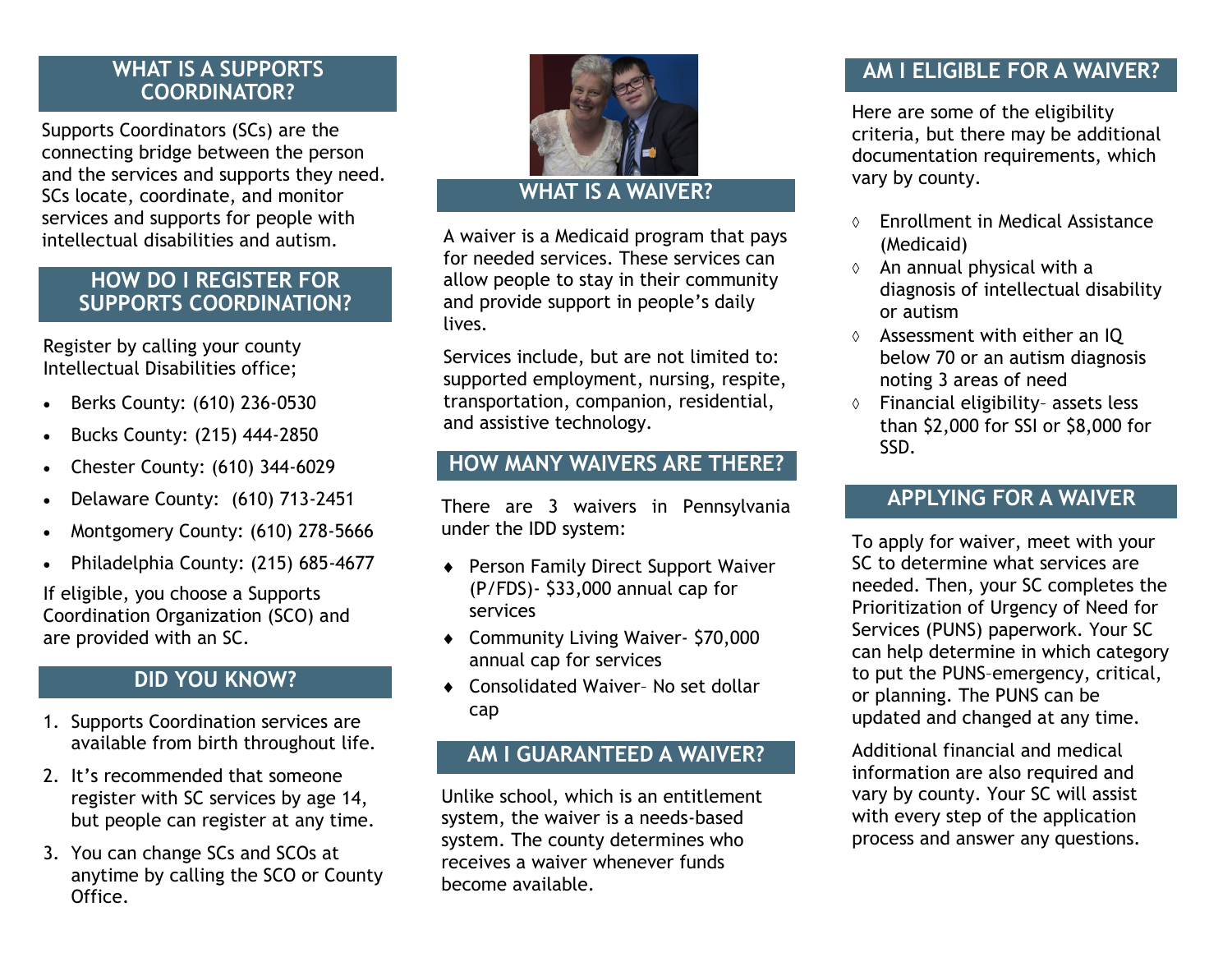## WHAT IS A SUPPORTS COORDINATOR?

Supports Coordinators (SCs) are the connecting bridge between the person and the services and supports they need. SCs locate, coordinate, and monitor services and supports for people with intellectual disabilities and autism.

## HOW DO I REGISTER FOR SUPPORTS COORDINATION?

Register by calling your county Intellectual Disabilities office;

- Berks County: (610) 236-0530
- Bucks County: (215) 444-2850
- Chester County: (610) 344-6029
- Delaware County: (610) 713-2451
- Montgomery County: (610) 278-5666
- Philadelphia County: (215) 685-4677

If eligible, you choose a Supports Coordination Organization (SCO) and are provided with an SC.

## DID YOU KNOW?

1. Supports Coordination services are available from birth throughout life.
2. It's recommended that someone register with SC services by age 14, but people can register at any time.
3. You can change SCs and SCOs at anytime by calling the SCO or County Office.

## WHAT IS A WAIVER?

A waiver is a Medicaid program that pays for needed services. These services can allow people to stay in their community and provide support in people's daily lives.

Services include, but are not limited to: supported employment, nursing, respite, transportation, companion, residential, and assistive technology.

## HOW MANY WAIVERS ARE THERE?

There are 3 waivers in Pennsylvania under the IDD system:

- Person Family Direct Support Waiver (P/FDS)- $33,000 annual cap for services
- Community Living Waiver- $70,000 annual cap for services
- Consolidated Waiver– No set dollar cap

## AM I GUARANTEED A WAIVER?

Unlike school, which is an entitlement system, the waiver is a needs-based system. The county determines who receives a waiver whenever funds become available.

## AM I ELIGIBLE FOR A WAIVER?

Here are some of the eligibility criteria, but there may be additional documentation requirements, which vary by county.

- Enrollment in Medical Assistance (Medicaid)
- An annual physical with a diagnosis of intellectual disability or autism
- Assessment with either an IQ below 70 or an autism diagnosis noting 3 areas of need
- Financial eligibility– assets less than $2,000 for SSI or $8,000 for SSD.

## APPLYING FOR A WAIVER

To apply for waiver, meet with your SC to determine what services are needed. Then, your SC completes the Prioritization of Urgency of Need for Services (PUNS) paperwork. Your SC can help determine in which category to put the PUNS–emergency, critical, or planning. The PUNS can be updated and changed at any time.

Additional financial and medical information are also required and vary by county. Your SC will assist with every step of the application process and answer any questions.